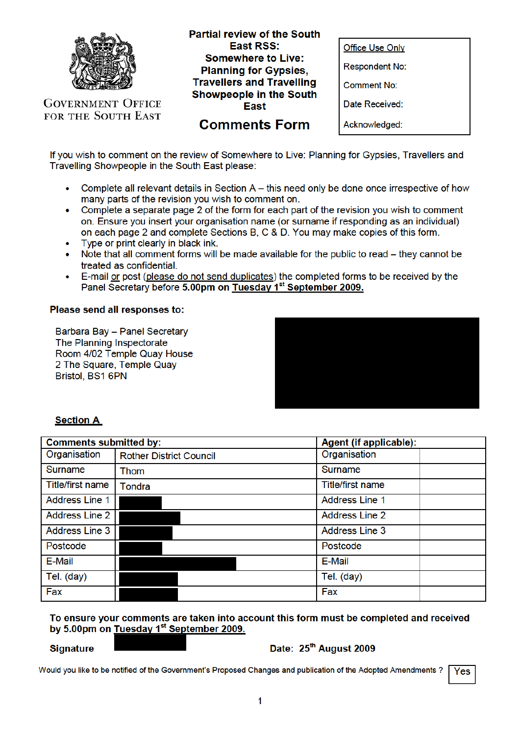GOVERNMENT OFFICE FOR THE SOUTH EAST

# Partial review of the South East RSS: Somewhere to Live: Planning for Gypsies, Travellers and Travelling Showpeople in the South East

## Comments Form

| Office Use Only |
|---|
| Respondent No: |
| Comment No: |
| Date Received: |
| Acknowledged: |

If you wish to comment on the review of Somewhere to Live: Planning for Gypsies, Travellers and Travelling Showpeople in the South East please:

- Complete all relevant details in Section A – this need only be done once irrespective of how many parts of the revision you wish to comment on.
- Complete a separate page 2 of the form for each part of the revision you wish to comment on. Ensure you insert your organisation name (or surname if responding as an individual) on each page 2 and complete Sections B, C & D. You may make copies of this form.
- Type or print clearly in black ink.
- Note that all comment forms will be made available for the public to read – they cannot be treated as confidential.
- E-mail or post (please do not send duplicates) the completed forms to be received by the Panel Secretary before **5.00pm on Tuesday 1st September 2009.**

**Please send all responses to:**

Barbara Bay – Panel Secretary
The Planning Inspectorate
Room 4/02 Temple Quay House
2 The Square, Temple Quay
Bristol, BS1 6PN

**Section A**

| Comments submitted by: | | Agent (if applicable): | |
|---|---|---|---|
| Organisation | Rother District Council | Organisation | |
| Surname | Thom | Surname | |
| Title/first name | Tondra | Title/first name | |
| Address Line 1 | | Address Line 1 | |
| Address Line 2 | | Address Line 2 | |
| Address Line 3 | | Address Line 3 | |
| Postcode | | Postcode | |
| E-Mail | | E-Mail | |
| Tel. (day) | | Tel. (day) | |
| Fax | | Fax | |

**To ensure your comments are taken into account this form must be completed and received by 5.00pm on Tuesday 1st September 2009.**

**Signature** **Date: 25th August 2009**

Would you like to be notified of the Government's Proposed Changes and publication of the Adopted Amendments ? Yes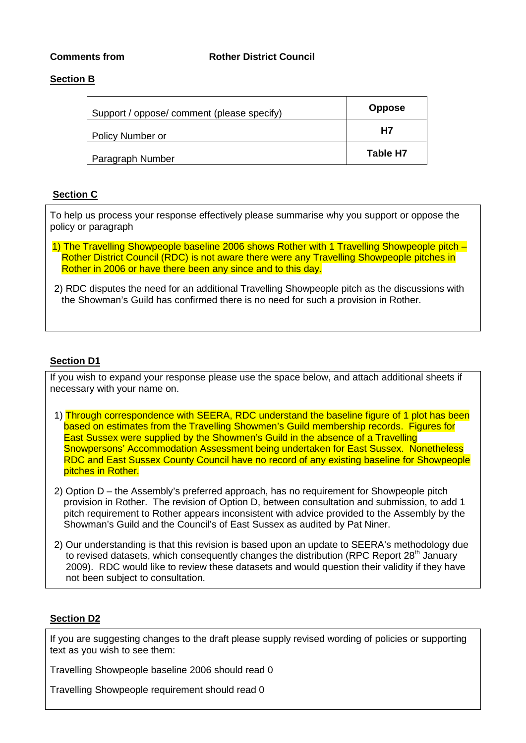**Comments from** **Rother District Council**

**Section B**

| | |
|---|---|
| Support / oppose/ comment (please specify) | **Oppose** |
| Policy Number or | **H7** |
| Paragraph Number | **Table H7** |

**Section C**

To help us process your response effectively please summarise why you support or oppose the policy or paragraph

1) The Travelling Showpeople baseline 2006 shows Rother with 1 Travelling Showpeople pitch – Rother District Council (RDC) is not aware there were any Travelling Showpeople pitches in Rother in 2006 or have there been any since and to this day.

2) RDC disputes the need for an additional Travelling Showpeople pitch as the discussions with the Showman's Guild has confirmed there is no need for such a provision in Rother.

**Section D1**

If you wish to expand your response please use the space below, and attach additional sheets if necessary with your name on.

1) Through correspondence with SEERA, RDC understand the baseline figure of 1 plot has been based on estimates from the Travelling Showmen's Guild membership records. Figures for East Sussex were supplied by the Showmen's Guild in the absence of a Travelling Snowpersons' Accommodation Assessment being undertaken for East Sussex. Nonetheless RDC and East Sussex County Council have no record of any existing baseline for Showpeople pitches in Rother.

2) Option D – the Assembly's preferred approach, has no requirement for Showpeople pitch provision in Rother. The revision of Option D, between consultation and submission, to add 1 pitch requirement to Rother appears inconsistent with advice provided to the Assembly by the Showman's Guild and the Council's of East Sussex as audited by Pat Niner.

2) Our understanding is that this revision is based upon an update to SEERA's methodology due to revised datasets, which consequently changes the distribution (RPC Report 28th January 2009). RDC would like to review these datasets and would question their validity if they have not been subject to consultation.

**Section D2**

If you are suggesting changes to the draft please supply revised wording of policies or supporting text as you wish to see them:

Travelling Showpeople baseline 2006 should read 0

Travelling Showpeople requirement should read 0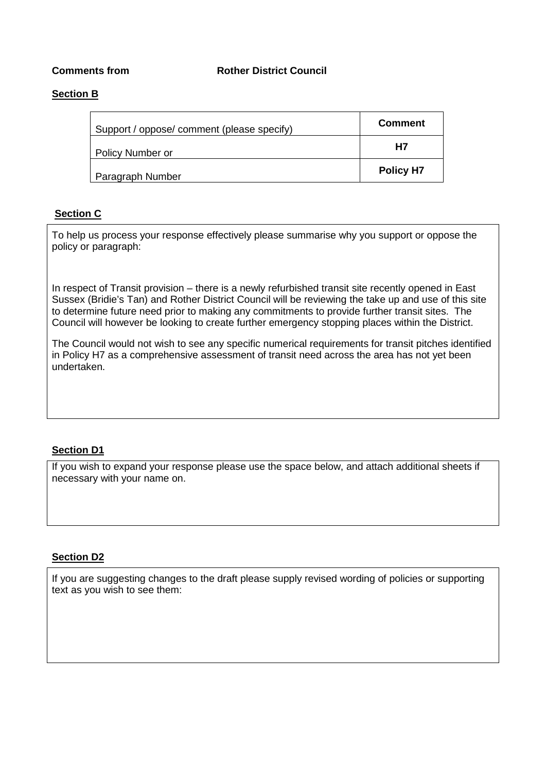**Comments from** **Rother District Council**

**Section B**

| | |
|---|---|
| Support / oppose/ comment (please specify) | **Comment** |
| Policy Number or | **H7** |
| Paragraph Number | **Policy H7** |

**Section C**

To help us process your response effectively please summarise why you support or oppose the policy or paragraph:

In respect of Transit provision – there is a newly refurbished transit site recently opened in East Sussex (Bridie's Tan) and Rother District Council will be reviewing the take up and use of this site to determine future need prior to making any commitments to provide further transit sites. The Council will however be looking to create further emergency stopping places within the District.

The Council would not wish to see any specific numerical requirements for transit pitches identified in Policy H7 as a comprehensive assessment of transit need across the area has not yet been undertaken.

**Section D1**

If you wish to expand your response please use the space below, and attach additional sheets if necessary with your name on.

**Section D2**

If you are suggesting changes to the draft please supply revised wording of policies or supporting text as you wish to see them: